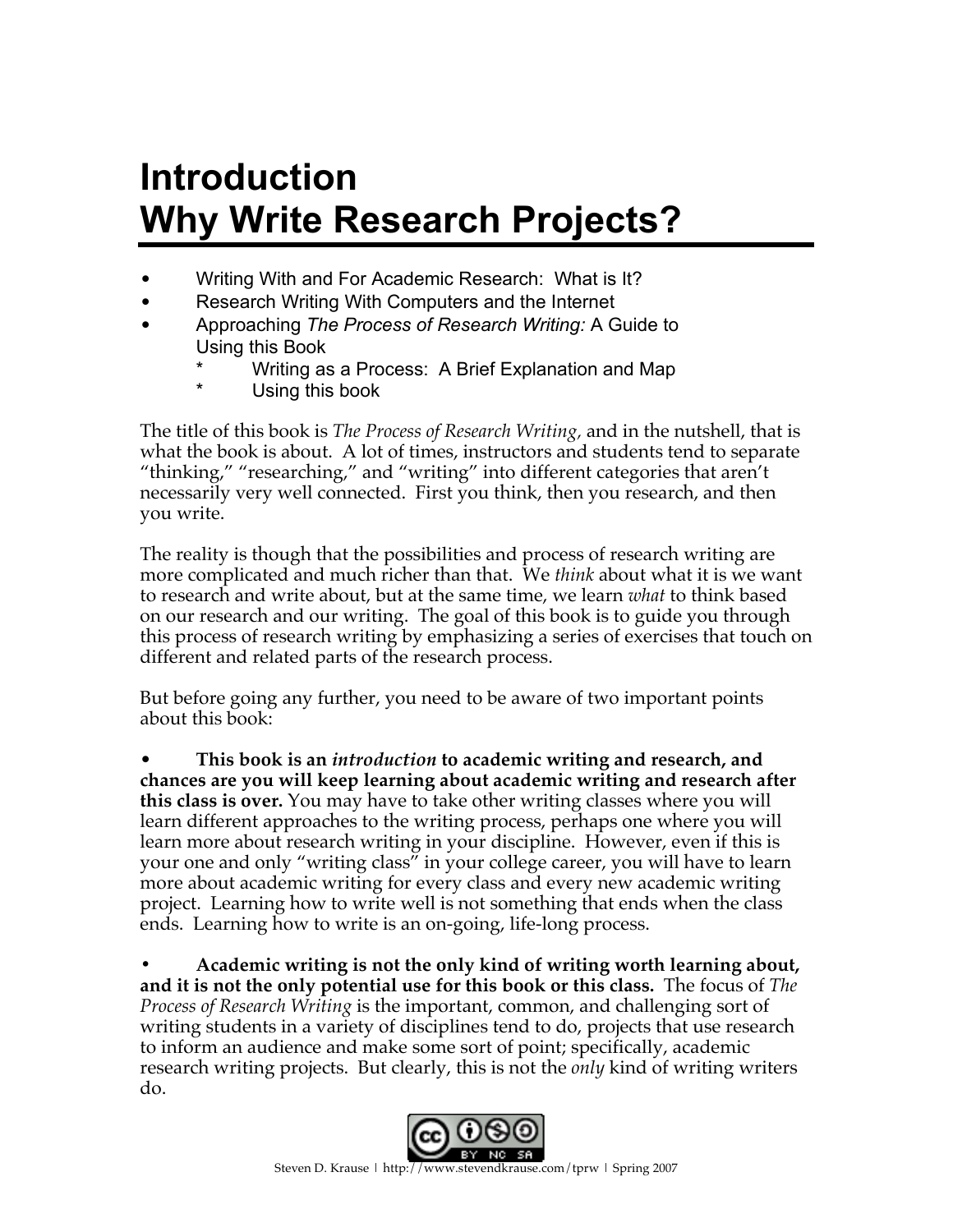# Introduction
# Why Write Research Projects?

- Writing With and For Academic Research: What is It?
- Research Writing With Computers and the Internet
- Approaching *The Process of Research Writing:* A Guide to Using this Book
  - Writing as a Process: A Brief Explanation and Map
  - Using this book

The title of this book is *The Process of Research Writing,* and in the nutshell, that is what the book is about. A lot of times, instructors and students tend to separate "thinking," "researching," and "writing" into different categories that aren't necessarily very well connected. First you think, then you research, and then you write.

The reality is though that the possibilities and process of research writing are more complicated and much richer than that. We *think* about what it is we want to research and write about, but at the same time, we learn *what* to think based on our research and our writing. The goal of this book is to guide you through this process of research writing by emphasizing a series of exercises that touch on different and related parts of the research process.

But before going any further, you need to be aware of two important points about this book:

- **This book is an *introduction* to academic writing and research, and chances are you will keep learning about academic writing and research after this class is over.** You may have to take other writing classes where you will learn different approaches to the writing process, perhaps one where you will learn more about research writing in your discipline. However, even if this is your one and only "writing class" in your college career, you will have to learn more about academic writing for every class and every new academic writing project. Learning how to write well is not something that ends when the class ends. Learning how to write is an on-going, life-long process.

- **Academic writing is not the only kind of writing worth learning about, and it is not the only potential use for this book or this class.** The focus of *The Process of Research Writing* is the important, common, and challenging sort of writing students in a variety of disciplines tend to do, projects that use research to inform an audience and make some sort of point; specifically, academic research writing projects. But clearly, this is not the *only* kind of writing writers do.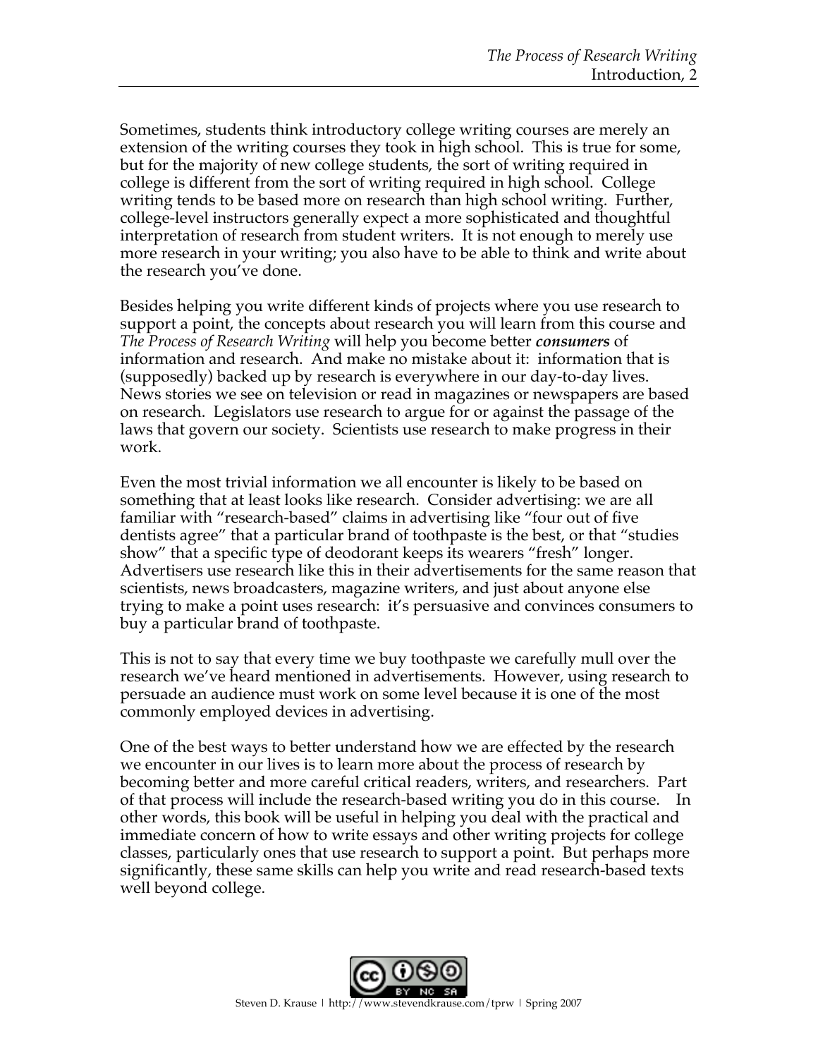Sometimes, students think introductory college writing courses are merely an extension of the writing courses they took in high school. This is true for some, but for the majority of new college students, the sort of writing required in college is different from the sort of writing required in high school. College writing tends to be based more on research than high school writing. Further, college-level instructors generally expect a more sophisticated and thoughtful interpretation of research from student writers. It is not enough to merely use more research in your writing; you also have to be able to think and write about the research you've done.

Besides helping you write different kinds of projects where you use research to support a point, the concepts about research you will learn from this course and *The Process of Research Writing* will help you become better ***consumers*** of information and research. And make no mistake about it: information that is (supposedly) backed up by research is everywhere in our day-to-day lives. News stories we see on television or read in magazines or newspapers are based on research. Legislators use research to argue for or against the passage of the laws that govern our society. Scientists use research to make progress in their work.

Even the most trivial information we all encounter is likely to be based on something that at least looks like research. Consider advertising: we are all familiar with "research-based" claims in advertising like "four out of five dentists agree" that a particular brand of toothpaste is the best, or that "studies show" that a specific type of deodorant keeps its wearers "fresh" longer. Advertisers use research like this in their advertisements for the same reason that scientists, news broadcasters, magazine writers, and just about anyone else trying to make a point uses research: it's persuasive and convinces consumers to buy a particular brand of toothpaste.

This is not to say that every time we buy toothpaste we carefully mull over the research we've heard mentioned in advertisements. However, using research to persuade an audience must work on some level because it is one of the most commonly employed devices in advertising.

One of the best ways to better understand how we are effected by the research we encounter in our lives is to learn more about the process of research by becoming better and more careful critical readers, writers, and researchers. Part of that process will include the research-based writing you do in this course. In other words, this book will be useful in helping you deal with the practical and immediate concern of how to write essays and other writing projects for college classes, particularly ones that use research to support a point. But perhaps more significantly, these same skills can help you write and read research-based texts well beyond college.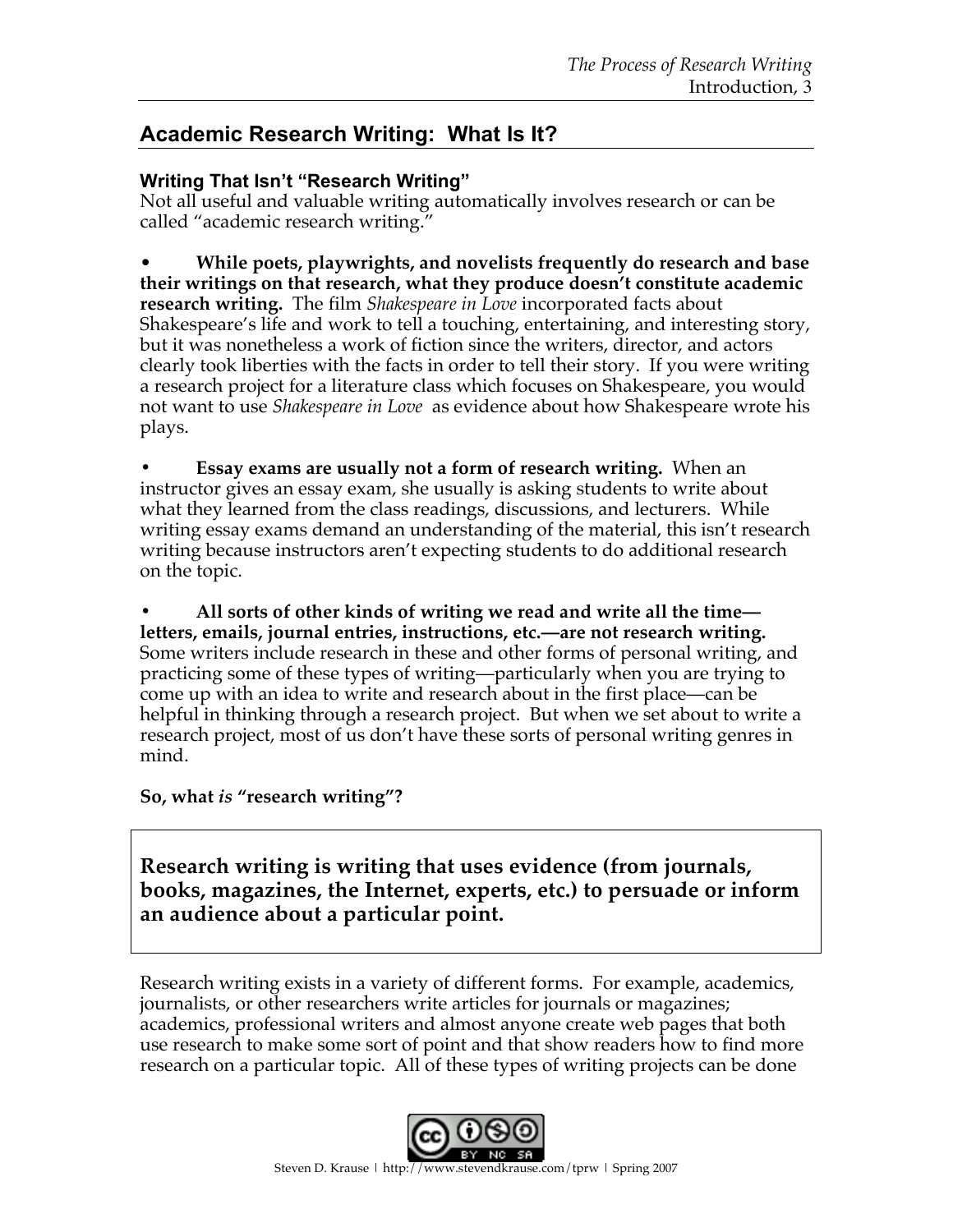## Academic Research Writing: What Is It?

### Writing That Isn't "Research Writing"

Not all useful and valuable writing automatically involves research or can be called "academic research writing."

- **While poets, playwrights, and novelists frequently do research and base their writings on that research, what they produce doesn't constitute academic research writing.** The film *Shakespeare in Love* incorporated facts about Shakespeare's life and work to tell a touching, entertaining, and interesting story, but it was nonetheless a work of fiction since the writers, director, and actors clearly took liberties with the facts in order to tell their story. If you were writing a research project for a literature class which focuses on Shakespeare, you would not want to use *Shakespeare in Love* as evidence about how Shakespeare wrote his plays.

- **Essay exams are usually not a form of research writing.** When an instructor gives an essay exam, she usually is asking students to write about what they learned from the class readings, discussions, and lecturers. While writing essay exams demand an understanding of the material, this isn't research writing because instructors aren't expecting students to do additional research on the topic.

- **All sorts of other kinds of writing we read and write all the time—letters, emails, journal entries, instructions, etc.—are not research writing.** Some writers include research in these and other forms of personal writing, and practicing some of these types of writing—particularly when you are trying to come up with an idea to write and research about in the first place—can be helpful in thinking through a research project. But when we set about to write a research project, most of us don't have these sorts of personal writing genres in mind.

**So, what *is* "research writing"?**

> **Research writing is writing that uses evidence (from journals, books, magazines, the Internet, experts, etc.) to persuade or inform an audience about a particular point.**

Research writing exists in a variety of different forms. For example, academics, journalists, or other researchers write articles for journals or magazines; academics, professional writers and almost anyone create web pages that both use research to make some sort of point and that show readers how to find more research on a particular topic. All of these types of writing projects can be done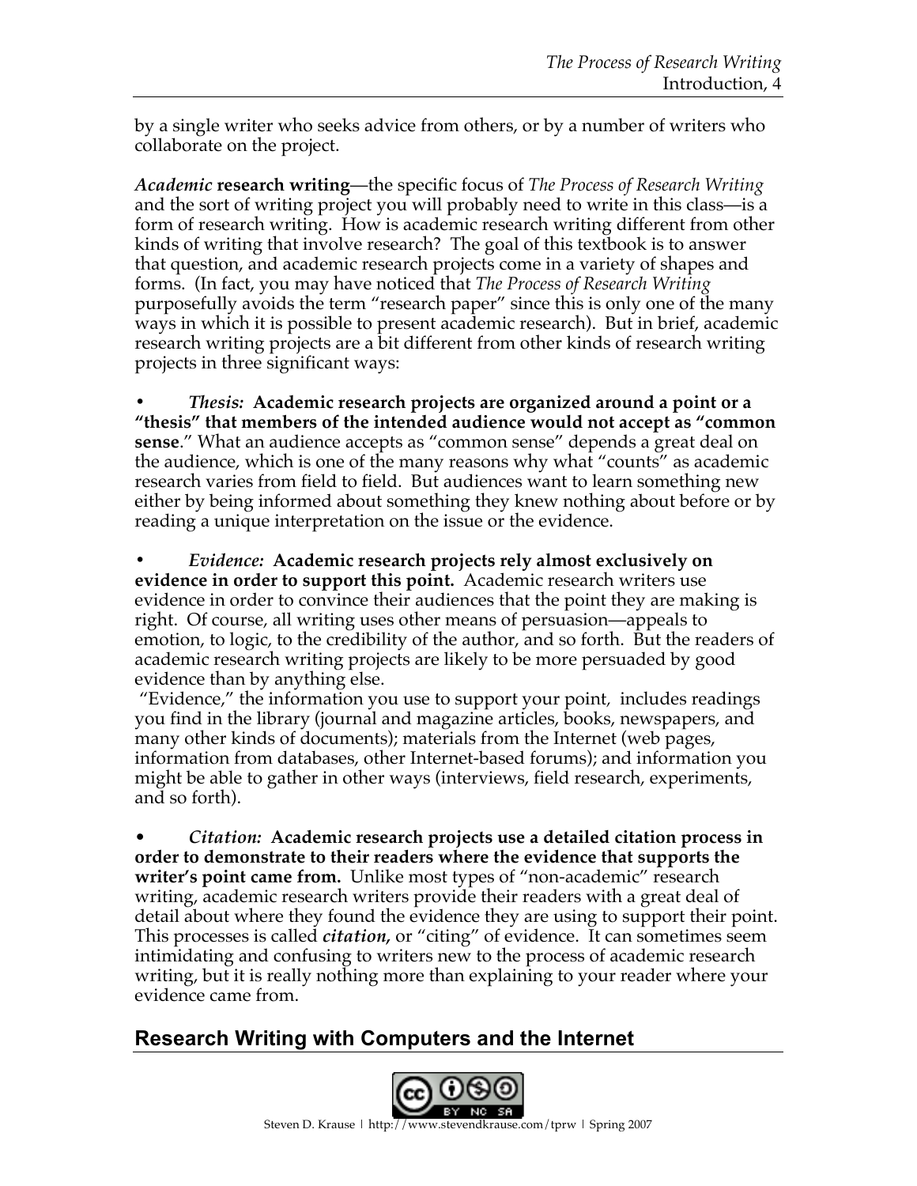by a single writer who seeks advice from others, or by a number of writers who collaborate on the project.

***Academic* research writing**—the specific focus of *The Process of Research Writing* and the sort of writing project you will probably need to write in this class—is a form of research writing. How is academic research writing different from other kinds of writing that involve research? The goal of this textbook is to answer that question, and academic research projects come in a variety of shapes and forms. (In fact, you may have noticed that *The Process of Research Writing* purposefully avoids the term "research paper" since this is only one of the many ways in which it is possible to present academic research). But in brief, academic research writing projects are a bit different from other kinds of research writing projects in three significant ways:

- *Thesis:* **Academic research projects are organized around a point or a "thesis" that members of the intended audience would not accept as "common sense**." What an audience accepts as "common sense" depends a great deal on the audience, which is one of the many reasons why what "counts" as academic research varies from field to field. But audiences want to learn something new either by being informed about something they knew nothing about before or by reading a unique interpretation on the issue or the evidence.

- *Evidence:* **Academic research projects rely almost exclusively on evidence in order to support this point.** Academic research writers use evidence in order to convince their audiences that the point they are making is right. Of course, all writing uses other means of persuasion—appeals to emotion, to logic, to the credibility of the author, and so forth. But the readers of academic research writing projects are likely to be more persuaded by good evidence than by anything else.
"Evidence," the information you use to support your point, includes readings you find in the library (journal and magazine articles, books, newspapers, and many other kinds of documents); materials from the Internet (web pages, information from databases, other Internet-based forums); and information you might be able to gather in other ways (interviews, field research, experiments, and so forth).

- *Citation:* **Academic research projects use a detailed citation process in order to demonstrate to their readers where the evidence that supports the writer's point came from.** Unlike most types of "non-academic" research writing, academic research writers provide their readers with a great deal of detail about where they found the evidence they are using to support their point. This processes is called ***citation,*** or "citing" of evidence. It can sometimes seem intimidating and confusing to writers new to the process of academic research writing, but it is really nothing more than explaining to your reader where your evidence came from.

## Research Writing with Computers and the Internet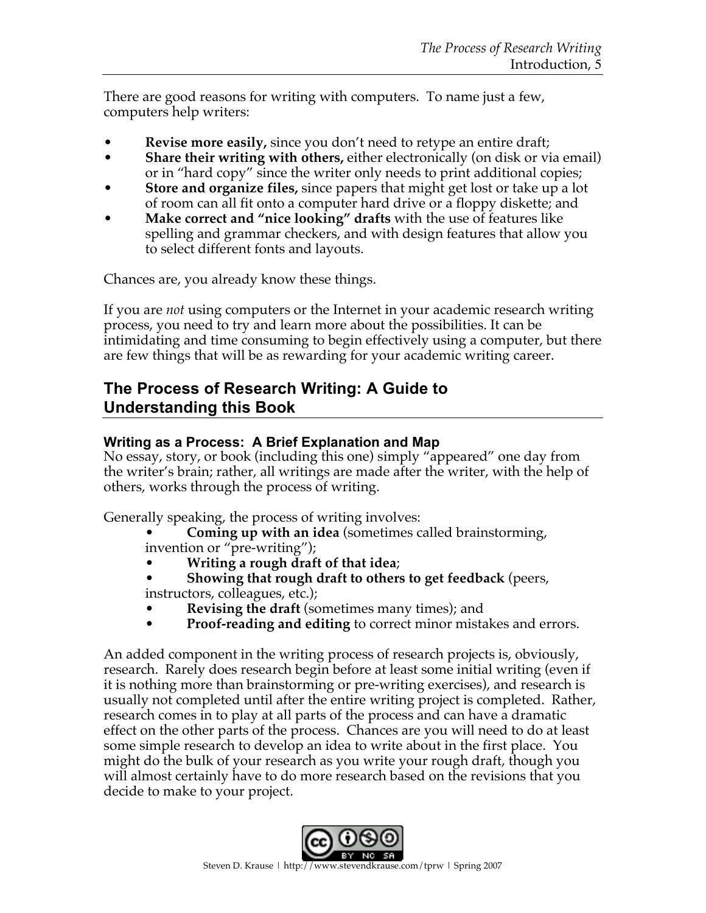There are good reasons for writing with computers. To name just a few, computers help writers:

- **Revise more easily,** since you don't need to retype an entire draft;
- **Share their writing with others,** either electronically (on disk or via email) or in "hard copy" since the writer only needs to print additional copies;
- **Store and organize files,** since papers that might get lost or take up a lot of room can all fit onto a computer hard drive or a floppy diskette; and
- **Make correct and "nice looking" drafts** with the use of features like spelling and grammar checkers, and with design features that allow you to select different fonts and layouts.

Chances are, you already know these things.

If you are *not* using computers or the Internet in your academic research writing process, you need to try and learn more about the possibilities. It can be intimidating and time consuming to begin effectively using a computer, but there are few things that will be as rewarding for your academic writing career.

## The Process of Research Writing: A Guide to Understanding this Book

### Writing as a Process: A Brief Explanation and Map

No essay, story, or book (including this one) simply "appeared" one day from the writer's brain; rather, all writings are made after the writer, with the help of others, works through the process of writing.

Generally speaking, the process of writing involves:

- **Coming up with an idea** (sometimes called brainstorming, invention or "pre-writing");
- **Writing a rough draft of that idea**;
- **Showing that rough draft to others to get feedback** (peers, instructors, colleagues, etc.);
- **Revising the draft** (sometimes many times); and
- **Proof-reading and editing** to correct minor mistakes and errors.

An added component in the writing process of research projects is, obviously, research. Rarely does research begin before at least some initial writing (even if it is nothing more than brainstorming or pre-writing exercises), and research is usually not completed until after the entire writing project is completed. Rather, research comes in to play at all parts of the process and can have a dramatic effect on the other parts of the process. Chances are you will need to do at least some simple research to develop an idea to write about in the first place. You might do the bulk of your research as you write your rough draft, though you will almost certainly have to do more research based on the revisions that you decide to make to your project.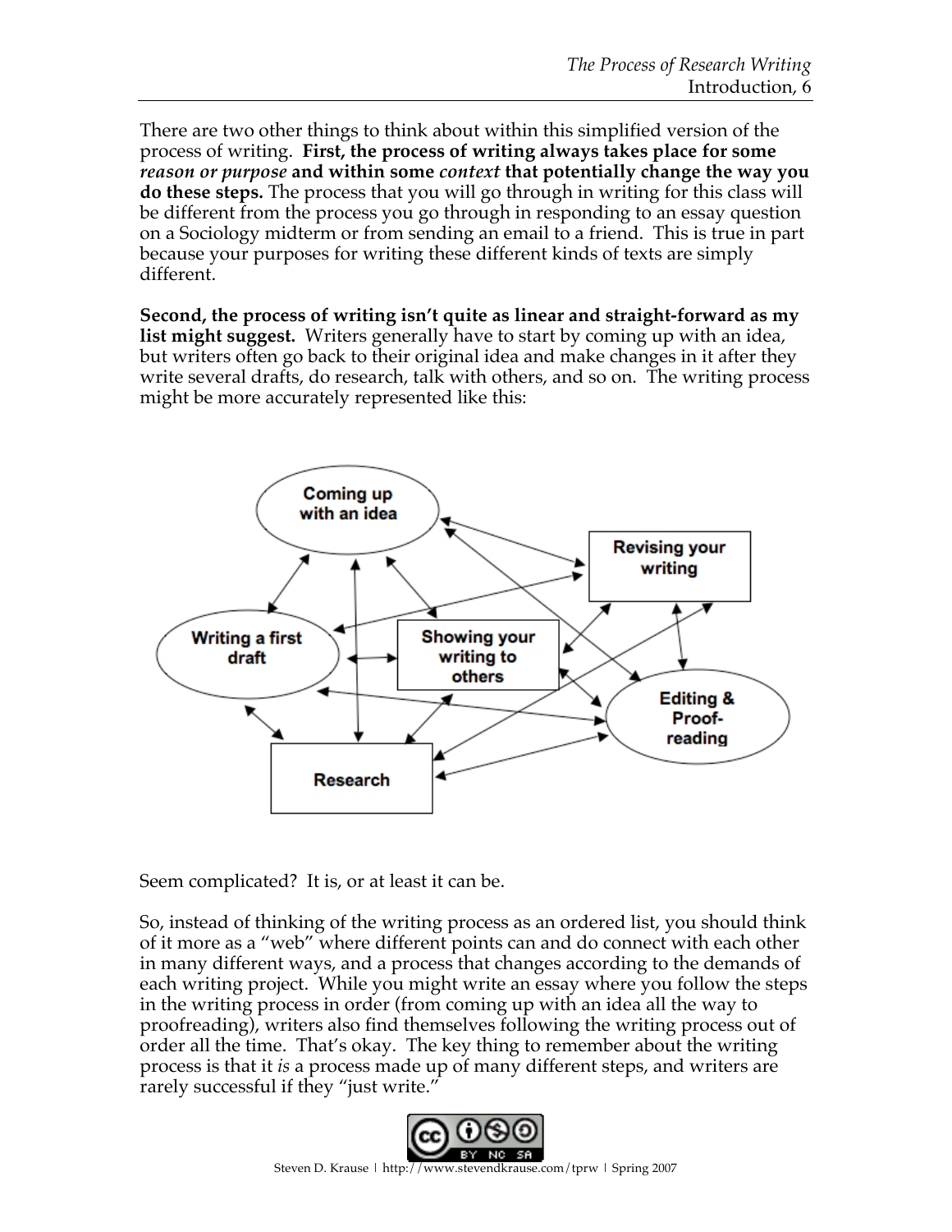There are two other things to think about within this simplified version of the process of writing. **First, the process of writing always takes place for some *reason or purpose* and within some *context* that potentially change the way you do these steps.** The process that you will go through in writing for this class will be different from the process you go through in responding to an essay question on a Sociology midterm or from sending an email to a friend. This is true in part because your purposes for writing these different kinds of texts are simply different.

**Second, the process of writing isn't quite as linear and straight-forward as my list might suggest.** Writers generally have to start by coming up with an idea, but writers often go back to their original idea and make changes in it after they write several drafts, do research, talk with others, and so on. The writing process might be more accurately represented like this:

Seem complicated? It is, or at least it can be.

So, instead of thinking of the writing process as an ordered list, you should think of it more as a "web" where different points can and do connect with each other in many different ways, and a process that changes according to the demands of each writing project. While you might write an essay where you follow the steps in the writing process in order (from coming up with an idea all the way to proofreading), writers also find themselves following the writing process out of order all the time. That's okay. The key thing to remember about the writing process is that it *is* a process made up of many different steps, and writers are rarely successful if they "just write."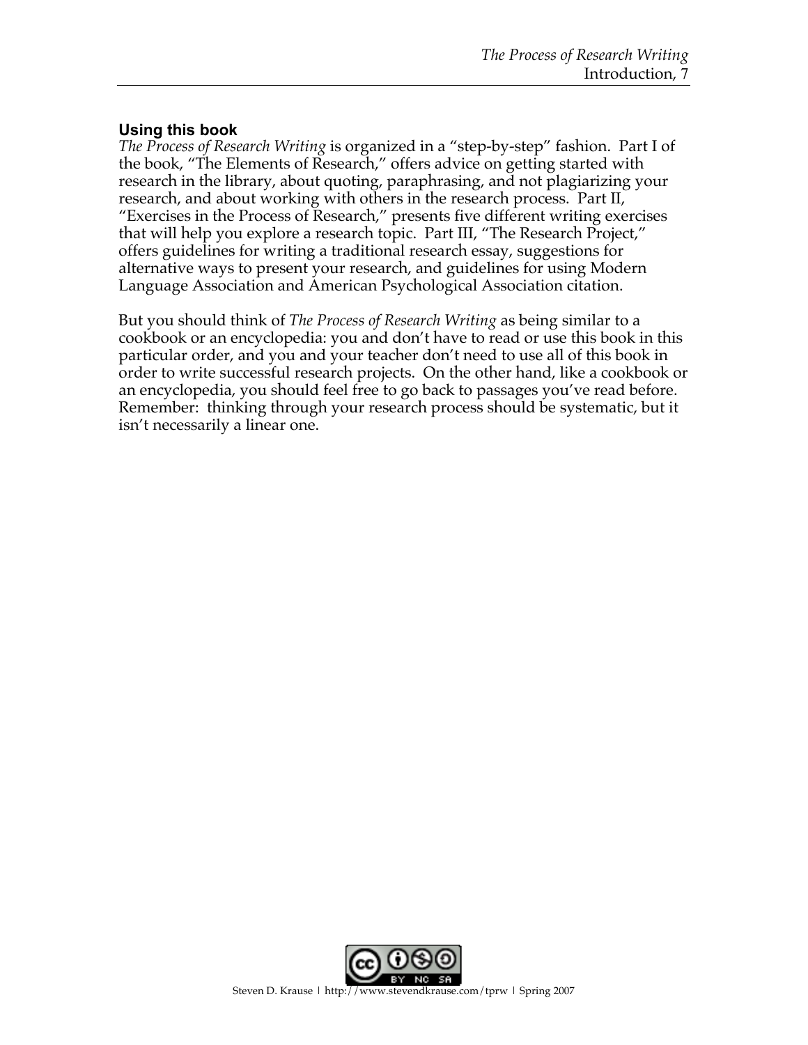### Using this book

*The Process of Research Writing* is organized in a "step-by-step" fashion. Part I of the book, "The Elements of Research," offers advice on getting started with research in the library, about quoting, paraphrasing, and not plagiarizing your research, and about working with others in the research process. Part II, "Exercises in the Process of Research," presents five different writing exercises that will help you explore a research topic. Part III, "The Research Project," offers guidelines for writing a traditional research essay, suggestions for alternative ways to present your research, and guidelines for using Modern Language Association and American Psychological Association citation.

But you should think of *The Process of Research Writing* as being similar to a cookbook or an encyclopedia: you and don't have to read or use this book in this particular order, and you and your teacher don't need to use all of this book in order to write successful research projects. On the other hand, like a cookbook or an encyclopedia, you should feel free to go back to passages you've read before. Remember: thinking through your research process should be systematic, but it isn't necessarily a linear one.